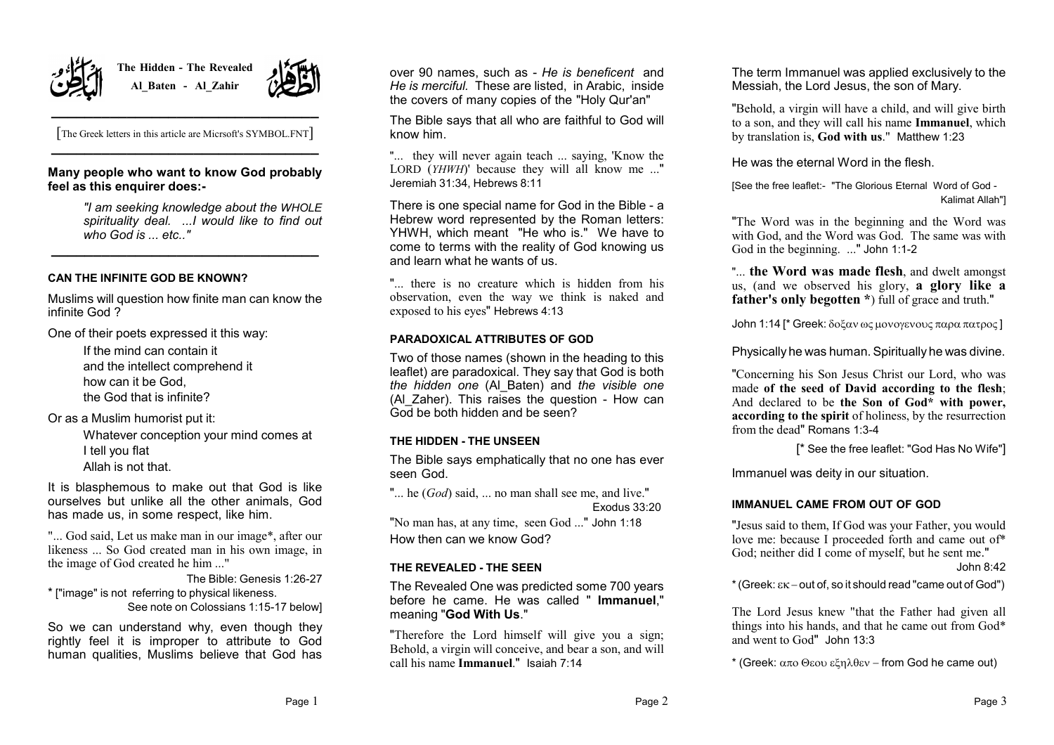الباطن **The Hidden - The Revealed** الظاهر

**Al_Baten - Al_Zahir**

---

[The Greek letters in this article are Micrsoft's SYMBOL.FNT]

---

**Many people who want to know God probably feel as this enquirer does:-**

> *"I am seeking knowledge about the WHOLE spirituality deal. ...I would like to find out who God is ... etc.."*

---

#### CAN THE INFINITE GOD BE KNOWN?

Muslims will question how finite man can know the infinite God ?

One of their poets expressed it this way:

> If the mind can contain it
> and the intellect comprehend it
> how can it be God,
> the God that is infinite?

Or as a Muslim humorist put it:

> Whatever conception your mind comes at
> I tell you flat
> Allah is not that.

It is blasphemous to make out that God is like ourselves but unlike all the other animals, God has made us, in some respect, like him.

"... God said, Let us make man in our image*, after our likeness ... So God created man in his own image, in the image of God created he him ..."

The Bible: Genesis 1:26-27

* ["image" is not referring to physical likeness.
See note on Colossians 1:15-17 below]

So we can understand why, even though they rightly feel it is improper to attribute to God human qualities, Muslims believe that God has over 90 names, such as - *He is beneficent* and *He is merciful.* These are listed, in Arabic, inside the covers of many copies of the "Holy Qur'an"

The Bible says that all who are faithful to God will know him.

"... they will never again teach ... saying, 'Know the LORD (*YHWH*)' because they will all know me ..." Jeremiah 31:34, Hebrews 8:11

There is one special name for God in the Bible - a Hebrew word represented by the Roman letters: YHWH, which meant "He who is." We have to come to terms with the reality of God knowing us and learn what he wants of us.

"... there is no creature which is hidden from his observation, even the way we think is naked and exposed to his eyes" Hebrews 4:13

#### PARADOXICAL ATTRIBUTES OF GOD

Two of those names (shown in the heading to this leaflet) are paradoxical. They say that God is both *the hidden one* (Al_Baten) and *the visible one* (Al_Zaher). This raises the question - How can God be both hidden and be seen?

#### THE HIDDEN - THE UNSEEN

The Bible says emphatically that no one has ever seen God.

"... he (*God*) said, ... no man shall see me, and live."
Exodus 33:20

"No man has, at any time, seen God ..." John 1:18

How then can we know God?

#### THE REVEALED - THE SEEN

The Revealed One was predicted some 700 years before he came. He was called " **Immanuel**," meaning "**God With Us**."

"Therefore the Lord himself will give you a sign; Behold, a virgin will conceive, and bear a son, and will call his name **Immanuel**." Isaiah 7:14

The term Immanuel was applied exclusively to the Messiah, the Lord Jesus, the son of Mary.

"Behold, a virgin will have a child, and will give birth to a son, and they will call his name **Immanuel**, which by translation is, **God with us**." Matthew 1:23

He was the eternal Word in the flesh.

[See the free leaflet:- "The Glorious Eternal Word of God - Kalimat Allah"]

"The Word was in the beginning and the Word was with God, and the Word was God. The same was with God in the beginning. ..." John 1:1-2

"... **the Word was made flesh**, and dwelt amongst us, (and we observed his glory, **a glory like a father's only begotten ***) full of grace and truth."

John 1:14 [* Greek: δοξαν ως μονογενους παρα πατρος ]

Physically he was human. Spiritually he was divine.

"Concerning his Son Jesus Christ our Lord, who was made **of the seed of David according to the flesh**; And declared to be **the Son of God* with power, according to the spirit** of holiness, by the resurrection from the dead" Romans 1:3-4

[* See the free leaflet: "God Has No Wife"]

Immanuel was deity in our situation.

#### IMMANUEL CAME FROM OUT OF GOD

"Jesus said to them, If God was your Father, you would love me: because I proceeded forth and came out of* God; neither did I come of myself, but he sent me."
John 8:42

* (Greek: εκ – out of, so it should read "came out of God")

The Lord Jesus knew "that the Father had given all things into his hands, and that he came out from God* and went to God" John 13:3

* (Greek: απο Θεου εξηλθεν – from God he came out)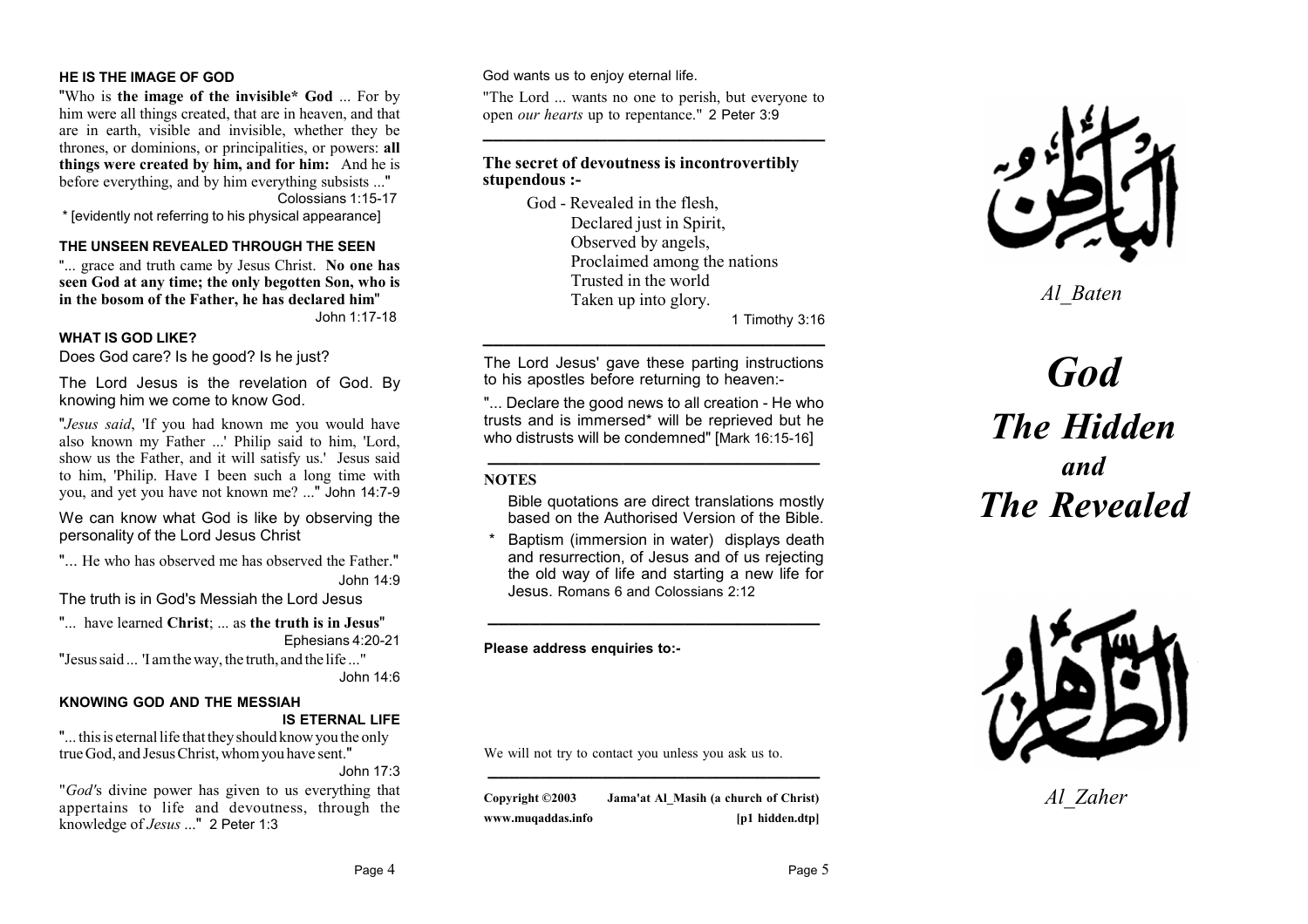#### HE IS THE IMAGE OF GOD

"Who is **the image of the invisible* God** ... For by him were all things created, that are in heaven, and that are in earth, visible and invisible, whether they be thrones, or dominions, or principalities, or powers: **all things were created by him, and for him:** And he is before everything, and by him everything subsists ..."
Colossians 1:15-17

* [evidently not referring to his physical appearance]

#### THE UNSEEN REVEALED THROUGH THE SEEN

"... grace and truth came by Jesus Christ. **No one has seen God at any time; the only begotten Son, who is in the bosom of the Father, he has declared him**"
John 1:17-18

#### WHAT IS GOD LIKE?

Does God care? Is he good? Is he just?

The Lord Jesus is the revelation of God. By knowing him we come to know God.

"*Jesus said*, 'If you had known me you would have also known my Father ...' Philip said to him, 'Lord, show us the Father, and it will satisfy us.' Jesus said to him, 'Philip. Have I been such a long time with you, and yet you have not known me? ..." John 14:7-9

We can know what God is like by observing the personality of the Lord Jesus Christ

"... He who has observed me has observed the Father."
John 14:9

The truth is in God's Messiah the Lord Jesus

"... have learned **Christ**; ... as **the truth is in Jesus**"
Ephesians 4:20-21

"Jesus said ... 'I am the way, the truth, and the life ..."
John 14:6

#### KNOWING GOD AND THE MESSIAH IS ETERNAL LIFE

"... this is eternal life that they should know you the only true God, and Jesus Christ, whom you have sent."
John 17:3

"*God'*s divine power has given to us everything that appertains to life and devoutness, through the knowledge of *Jesus* ..." 2 Peter 1:3

God wants us to enjoy eternal life.

"The Lord ... wants no one to perish, but everyone to open *our hearts* up to repentance." 2 Peter 3:9

---

**The secret of devoutness is incontrovertibly stupendous :-**

God - Revealed in the flesh,
Declared just in Spirit,
Observed by angels,
Proclaimed among the nations
Trusted in the world
Taken up into glory.

1 Timothy 3:16

---

The Lord Jesus' gave these parting instructions to his apostles before returning to heaven:-

"... Declare the good news to all creation - He who trusts and is immersed* will be reprieved but he who distrusts will be condemned" [Mark 16:15-16]

---

**NOTES**

Bible quotations are direct translations mostly based on the Authorised Version of the Bible.

\* Baptism (immersion in water) displays death and resurrection, of Jesus and of us rejecting the old way of life and starting a new life for Jesus. Romans 6 and Colossians 2:12

---

**Please address enquiries to:-**

We will not try to contact you unless you ask us to.

---

**Copyright ©2003 Jama'at Al_Masih (a church of Christ)**
**www.muqaddas.info [p1 hidden.dtp]**

الباطن

*Al_Baten*

# *God*
# *The Hidden*
## *and*
# *The Revealed*

الظاهر

*Al_Zaher*